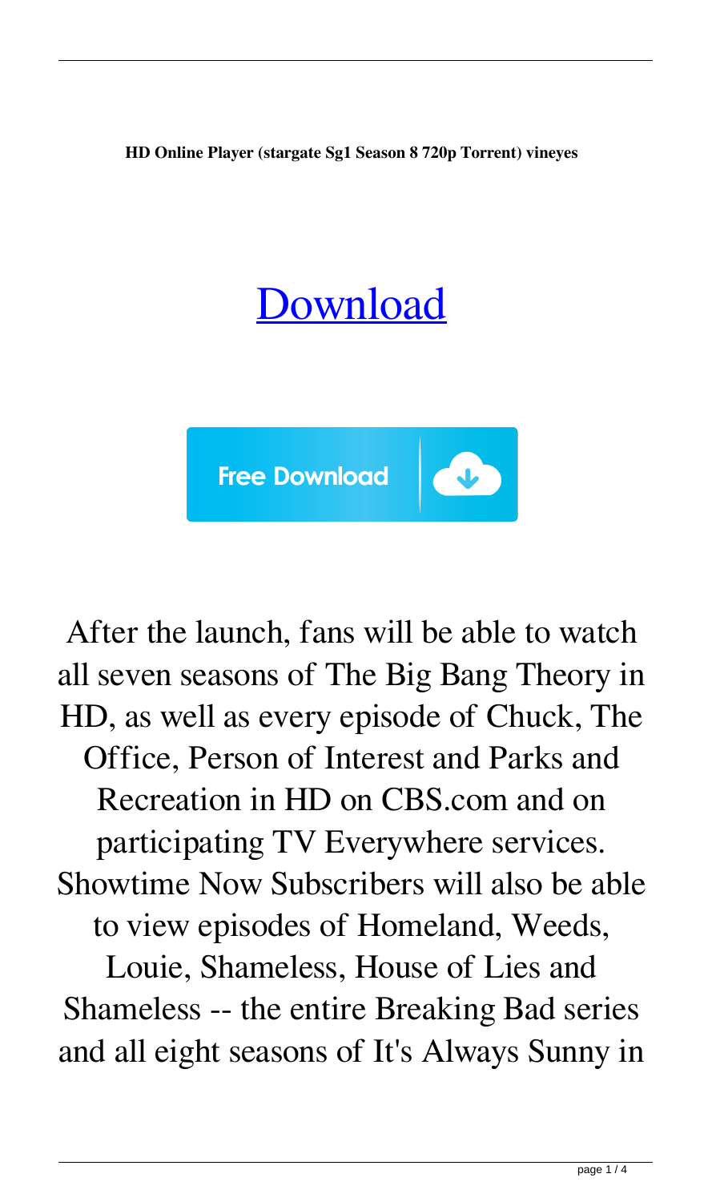**HD Online Player (stargate Sg1 Season 8 720p Torrent) vineyes**

[Download](#)

Free Download

After the launch, fans will be able to watch all seven seasons of The Big Bang Theory in HD, as well as every episode of Chuck, The Office, Person of Interest and Parks and Recreation in HD on CBS.com and on participating TV Everywhere services. Showtime Now Subscribers will also be able to view episodes of Homeland, Weeds, Louie, Shameless, House of Lies and Shameless -- the entire Breaking Bad series and all eight seasons of It's Always Sunny in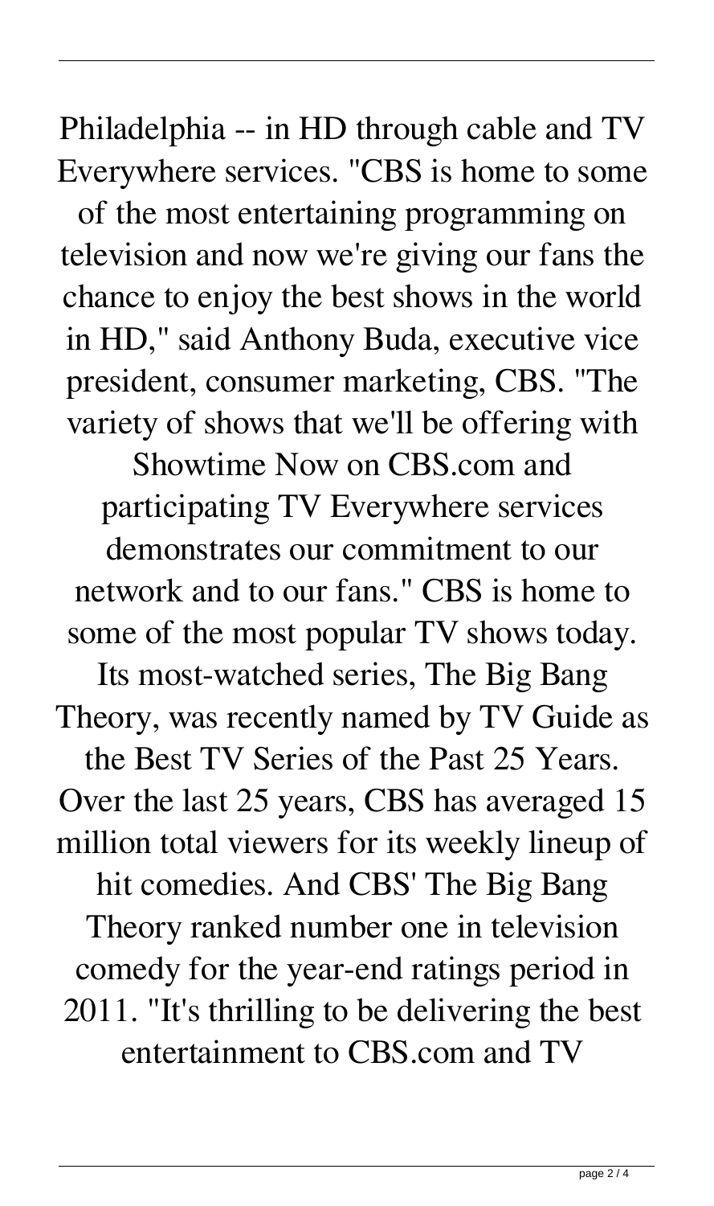Philadelphia -- in HD through cable and TV Everywhere services. "CBS is home to some of the most entertaining programming on television and now we're giving our fans the chance to enjoy the best shows in the world in HD," said Anthony Buda, executive vice president, consumer marketing, CBS. "The variety of shows that we'll be offering with Showtime Now on CBS.com and participating TV Everywhere services demonstrates our commitment to our network and to our fans." CBS is home to some of the most popular TV shows today. Its most-watched series, The Big Bang Theory, was recently named by TV Guide as the Best TV Series of the Past 25 Years. Over the last 25 years, CBS has averaged 15 million total viewers for its weekly lineup of hit comedies. And CBS' The Big Bang Theory ranked number one in television comedy for the year-end ratings period in 2011. "It's thrilling to be delivering the best entertainment to CBS.com and TV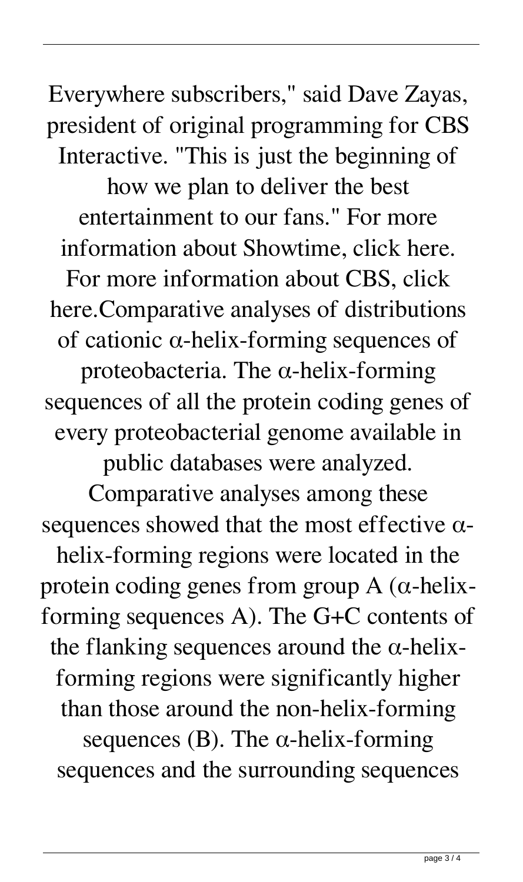Everywhere subscribers," said Dave Zayas, president of original programming for CBS Interactive. "This is just the beginning of how we plan to deliver the best entertainment to our fans." For more information about Showtime, click here. For more information about CBS, click here.Comparative analyses of distributions of cationic α-helix-forming sequences of proteobacteria. The α-helix-forming sequences of all the protein coding genes of every proteobacterial genome available in public databases were analyzed. Comparative analyses among these sequences showed that the most effective α-helix-forming regions were located in the protein coding genes from group A (α-helix-forming sequences A). The G+C contents of the flanking sequences around the α-helix-forming regions were significantly higher than those around the non-helix-forming sequences (B). The α-helix-forming sequences and the surrounding sequences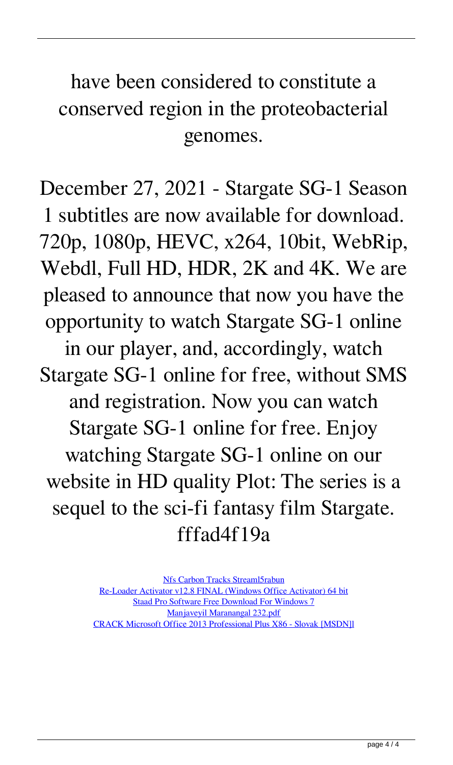have been considered to constitute a conserved region in the proteobacterial genomes.

December 27, 2021 - Stargate SG-1 Season 1 subtitles are now available for download. 720p, 1080p, HEVC, x264, 10bit, WebRip, Webdl, Full HD, HDR, 2K and 4K. We are pleased to announce that now you have the opportunity to watch Stargate SG-1 online in our player, and, accordingly, watch Stargate SG-1 online for free, without SMS and registration. Now you can watch Stargate SG-1 online for free. Enjoy watching Stargate SG-1 online on our website in HD quality Plot: The series is a sequel to the sci-fi fantasy film Stargate. fffad4f19a

Nfs Carbon Tracks Streaml5rabun
Re-Loader Activator v12.8 FINAL (Windows Office Activator) 64 bit
Staad Pro Software Free Download For Windows 7
Manjaveyil Maranangal 232.pdf
CRACK Microsoft Office 2013 Professional Plus X86 - Slovak [MSDN]l